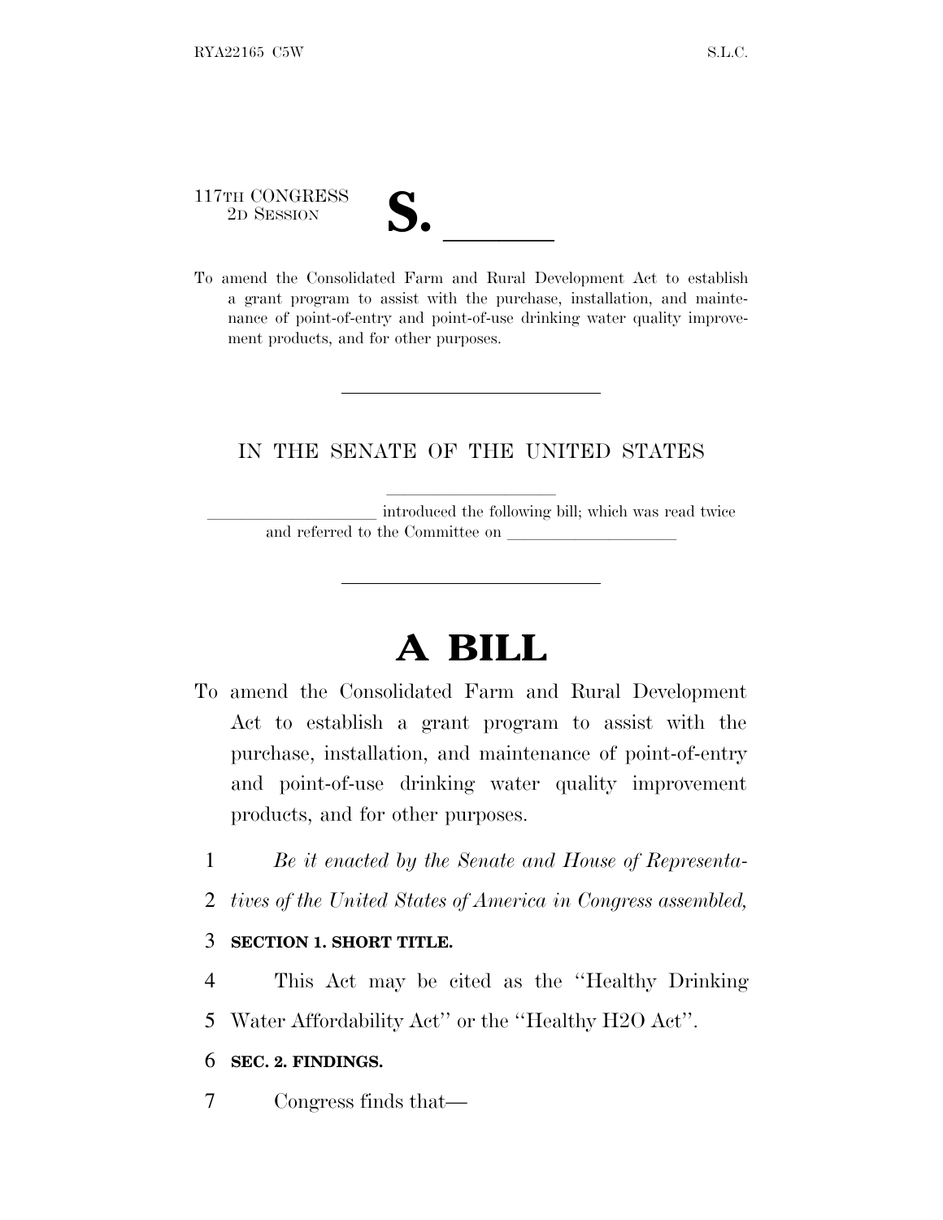117TH CONGRESS
2D SESSION

# S. ______

To amend the Consolidated Farm and Rural Development Act to establish a grant program to assist with the purchase, installation, and maintenance of point-of-entry and point-of-use drinking water quality improvement products, and for other purposes.

---

IN THE SENATE OF THE UNITED STATES

____________________ introduced the following bill; which was read twice and referred to the Committee on ____________________

---

# A BILL

To amend the Consolidated Farm and Rural Development Act to establish a grant program to assist with the purchase, installation, and maintenance of point-of-entry and point-of-use drinking water quality improvement products, and for other purposes.

1 *Be it enacted by the Senate and House of Representa-*
2 *tives of the United States of America in Congress assembled,*

3 **SECTION 1. SHORT TITLE.**

4 This Act may be cited as the ''Healthy Drinking
5 Water Affordability Act'' or the ''Healthy H2O Act''.

6 **SEC. 2. FINDINGS.**

7 Congress finds that—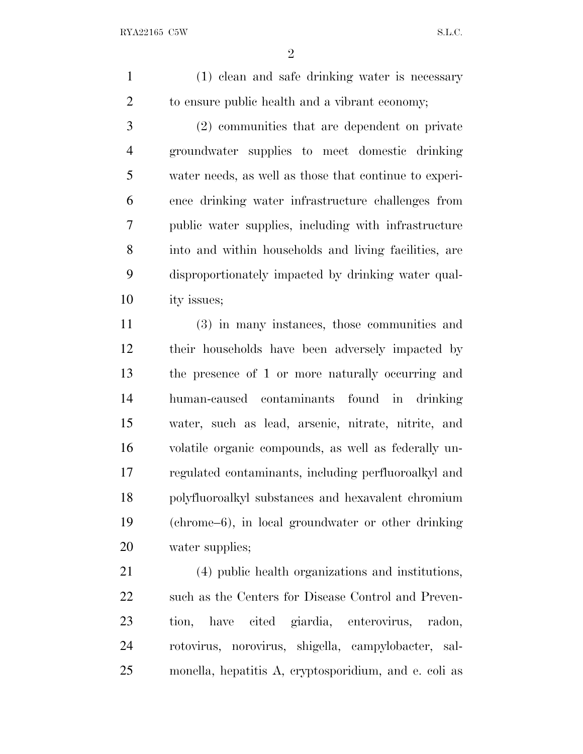(1) clean and safe drinking water is necessary to ensure public health and a vibrant economy;

(2) communities that are dependent on private groundwater supplies to meet domestic drinking water needs, as well as those that continue to experience drinking water infrastructure challenges from public water supplies, including with infrastructure into and within households and living facilities, are disproportionately impacted by drinking water quality issues;

(3) in many instances, those communities and their households have been adversely impacted by the presence of 1 or more naturally occurring and human-caused contaminants found in drinking water, such as lead, arsenic, nitrate, nitrite, and volatile organic compounds, as well as federally unregulated contaminants, including perfluoroalkyl and polyfluoroalkyl substances and hexavalent chromium (chrome–6), in local groundwater or other drinking water supplies;

(4) public health organizations and institutions, such as the Centers for Disease Control and Prevention, have cited giardia, enterovirus, radon, rotovirus, norovirus, shigella, campylobacter, salmonella, hepatitis A, cryptosporidium, and e. coli as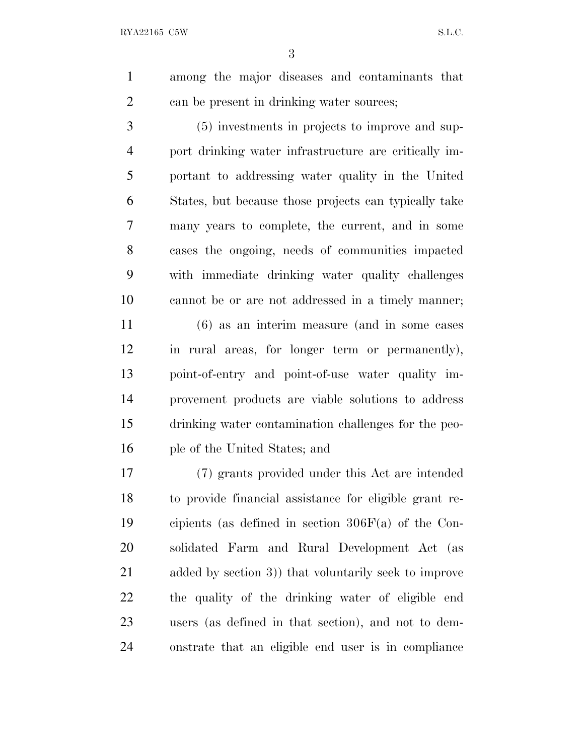among the major diseases and contaminants that can be present in drinking water sources;

(5) investments in projects to improve and support drinking water infrastructure are critically important to addressing water quality in the United States, but because those projects can typically take many years to complete, the current, and in some cases the ongoing, needs of communities impacted with immediate drinking water quality challenges cannot be or are not addressed in a timely manner;

(6) as an interim measure (and in some cases in rural areas, for longer term or permanently), point-of-entry and point-of-use water quality improvement products are viable solutions to address drinking water contamination challenges for the people of the United States; and

(7) grants provided under this Act are intended to provide financial assistance for eligible grant recipients (as defined in section 306F(a) of the Consolidated Farm and Rural Development Act (as added by section 3)) that voluntarily seek to improve the quality of the drinking water of eligible end users (as defined in that section), and not to demonstrate that an eligible end user is in compliance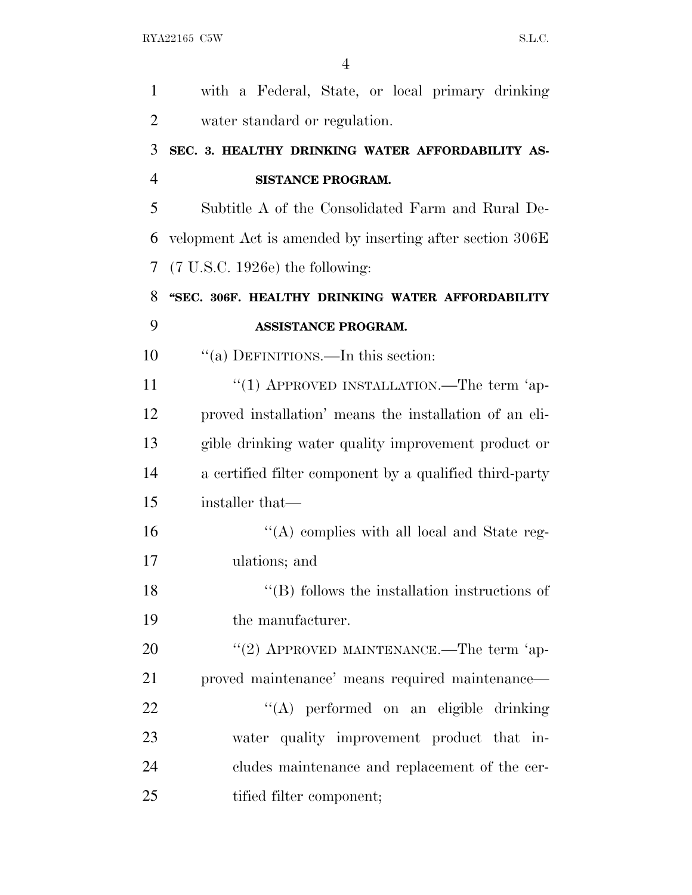with a Federal, State, or local primary drinking water standard or regulation.

## SEC. 3. HEALTHY DRINKING WATER AFFORDABILITY ASSISTANCE PROGRAM.

Subtitle A of the Consolidated Farm and Rural Development Act is amended by inserting after section 306E (7 U.S.C. 1926e) the following:

### "SEC. 306F. HEALTHY DRINKING WATER AFFORDABILITY ASSISTANCE PROGRAM.

"(a) DEFINITIONS.—In this section:

"(1) APPROVED INSTALLATION.—The term 'approved installation' means the installation of an eligible drinking water quality improvement product or a certified filter component by a qualified third-party installer that—

"(A) complies with all local and State regulations; and

"(B) follows the installation instructions of the manufacturer.

"(2) APPROVED MAINTENANCE.—The term 'approved maintenance' means required maintenance—

"(A) performed on an eligible drinking water quality improvement product that includes maintenance and replacement of the certified filter component;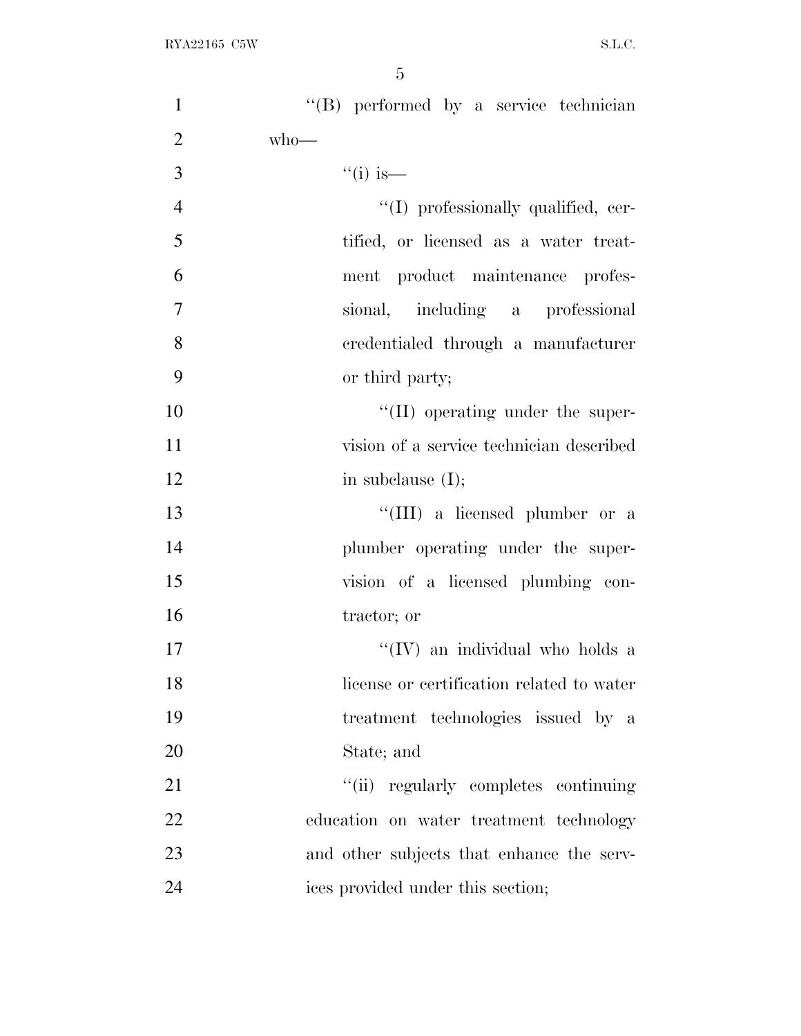''(B) performed by a service technician who—

''(i) is—

''(I) professionally qualified, certified, or licensed as a water treatment product maintenance professional, including a professional credentialed through a manufacturer or third party;

''(II) operating under the supervision of a service technician described in subclause (I);

''(III) a licensed plumber or a plumber operating under the supervision of a licensed plumbing contractor; or

''(IV) an individual who holds a license or certification related to water treatment technologies issued by a State; and

''(ii) regularly completes continuing education on water treatment technology and other subjects that enhance the services provided under this section;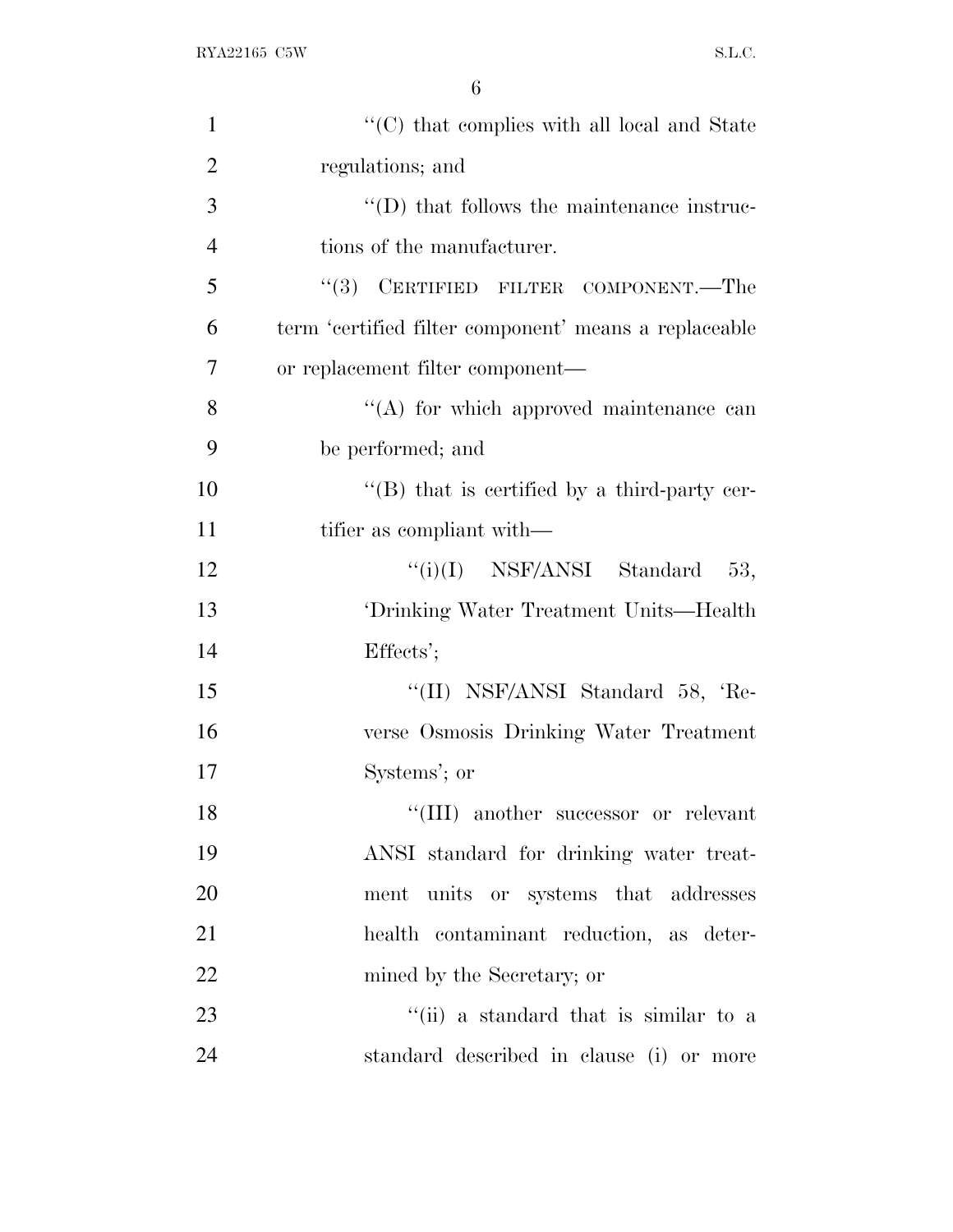''(C) that complies with all local and State regulations; and

''(D) that follows the maintenance instructions of the manufacturer.

''(3) CERTIFIED FILTER COMPONENT.—The term 'certified filter component' means a replaceable or replacement filter component—

''(A) for which approved maintenance can be performed; and

''(B) that is certified by a third-party certifier as compliant with—

''(i)(I) NSF/ANSI Standard 53, 'Drinking Water Treatment Units—Health Effects';

''(II) NSF/ANSI Standard 58, 'Reverse Osmosis Drinking Water Treatment Systems'; or

''(III) another successor or relevant ANSI standard for drinking water treatment units or systems that addresses health contaminant reduction, as determined by the Secretary; or

''(ii) a standard that is similar to a standard described in clause (i) or more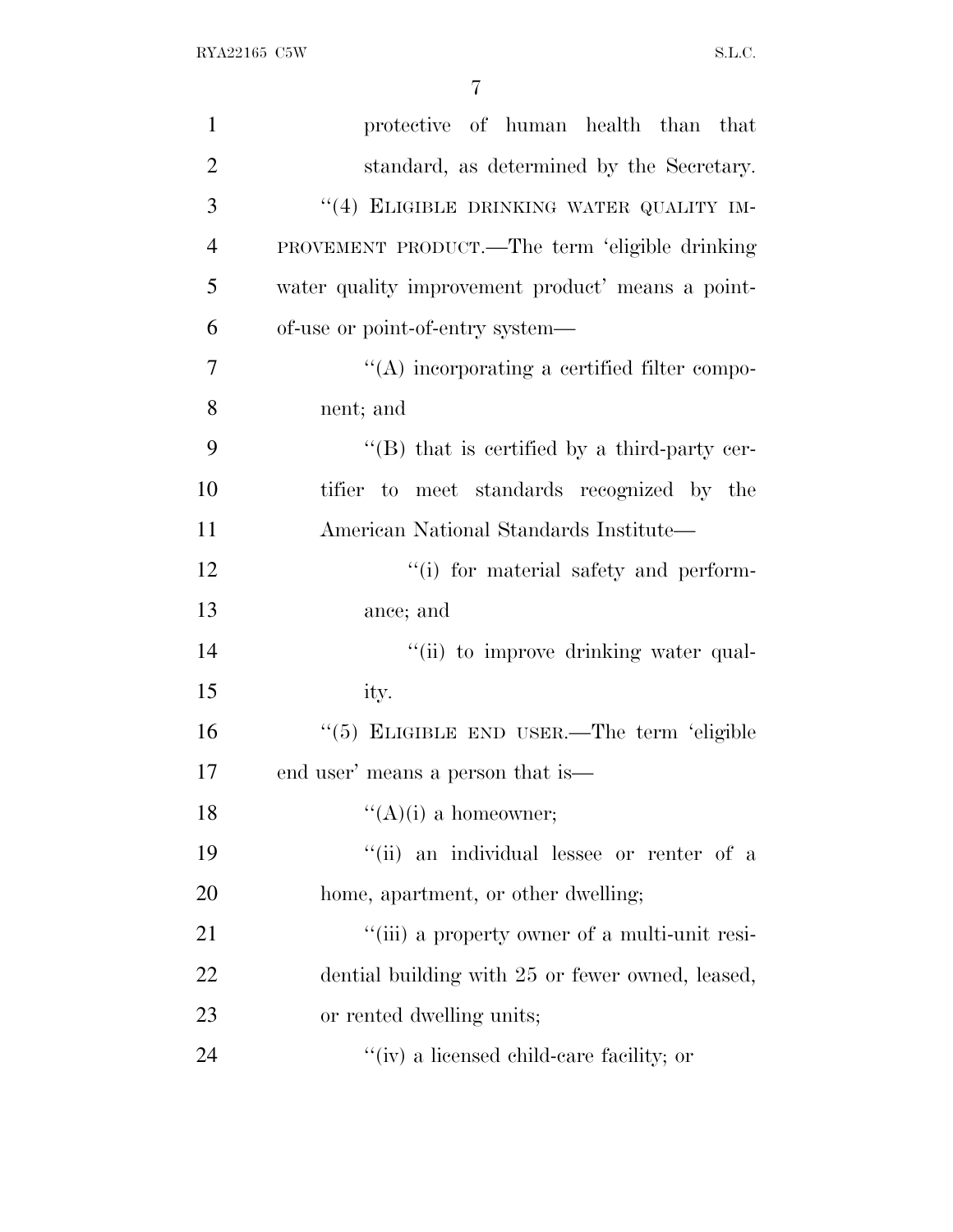protective of human health than that standard, as determined by the Secretary.

"(4) ELIGIBLE DRINKING WATER QUALITY IMPROVEMENT PRODUCT.—The term 'eligible drinking water quality improvement product' means a point-of-use or point-of-entry system—

"(A) incorporating a certified filter component; and

"(B) that is certified by a third-party certifier to meet standards recognized by the American National Standards Institute—

"(i) for material safety and performance; and

"(ii) to improve drinking water quality.

"(5) ELIGIBLE END USER.—The term 'eligible end user' means a person that is—

"(A)(i) a homeowner;

"(ii) an individual lessee or renter of a home, apartment, or other dwelling;

"(iii) a property owner of a multi-unit residential building with 25 or fewer owned, leased, or rented dwelling units;

"(iv) a licensed child-care facility; or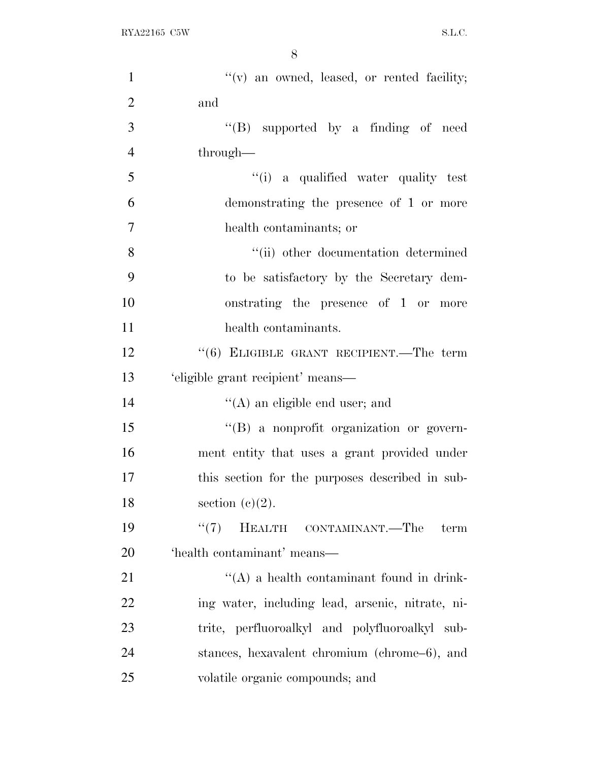''(v) an owned, leased, or rented facility; and

''(B) supported by a finding of need through—

''(i) a qualified water quality test demonstrating the presence of 1 or more health contaminants; or

''(ii) other documentation determined to be satisfactory by the Secretary demonstrating the presence of 1 or more health contaminants.

''(6) ELIGIBLE GRANT RECIPIENT.—The term 'eligible grant recipient' means—

''(A) an eligible end user; and

''(B) a nonprofit organization or government entity that uses a grant provided under this section for the purposes described in subsection (c)(2).

''(7) HEALTH CONTAMINANT.—The term 'health contaminant' means—

''(A) a health contaminant found in drinking water, including lead, arsenic, nitrate, nitrite, perfluoroalkyl and polyfluoroalkyl substances, hexavalent chromium (chrome–6), and volatile organic compounds; and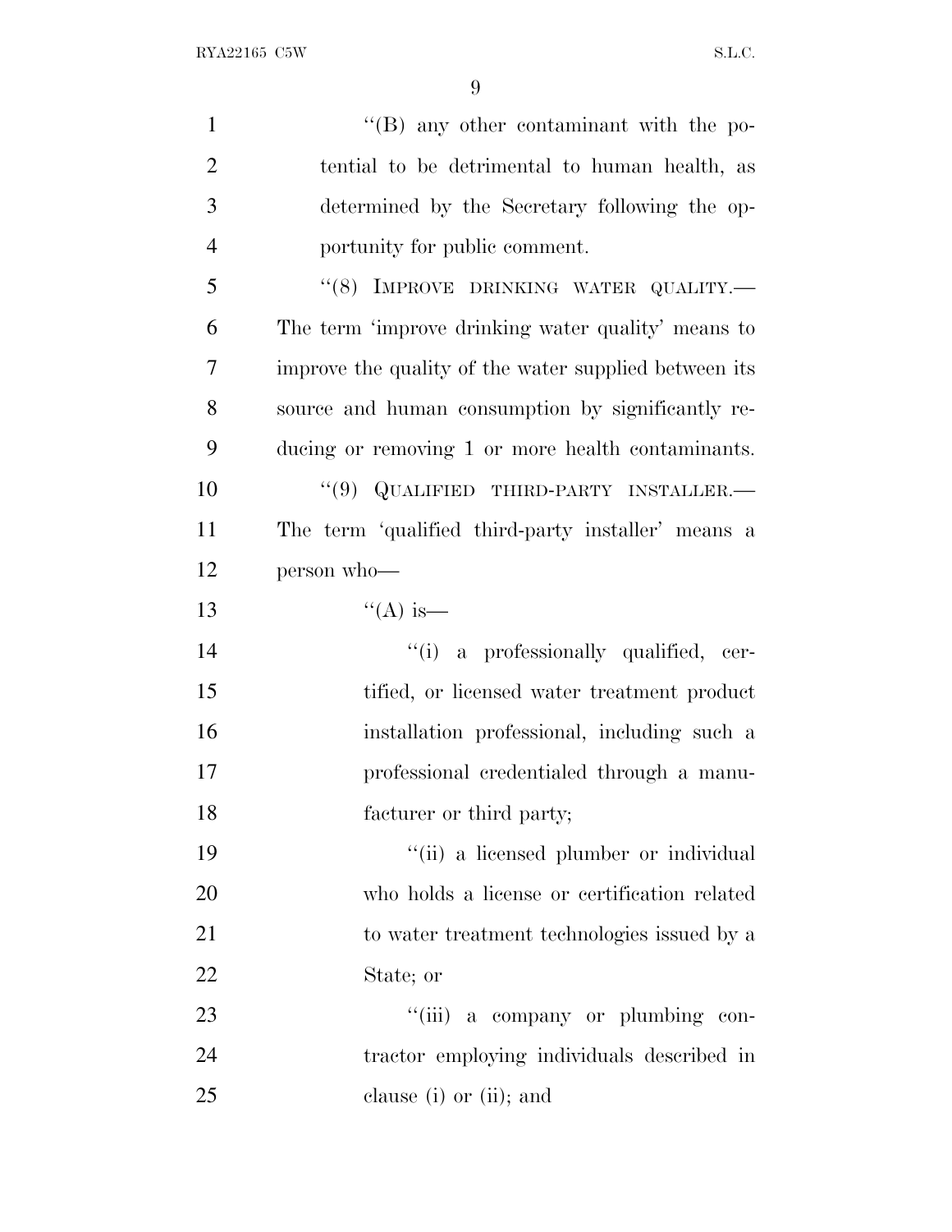"(B) any other contaminant with the potential to be detrimental to human health, as determined by the Secretary following the opportunity for public comment.

"(8) IMPROVE DRINKING WATER QUALITY.—The term 'improve drinking water quality' means to improve the quality of the water supplied between its source and human consumption by significantly reducing or removing 1 or more health contaminants.

"(9) QUALIFIED THIRD-PARTY INSTALLER.—The term 'qualified third-party installer' means a person who—

"(A) is—

"(i) a professionally qualified, certified, or licensed water treatment product installation professional, including such a professional credentialed through a manufacturer or third party;

"(ii) a licensed plumber or individual who holds a license or certification related to water treatment technologies issued by a State; or

"(iii) a company or plumbing contractor employing individuals described in clause (i) or (ii); and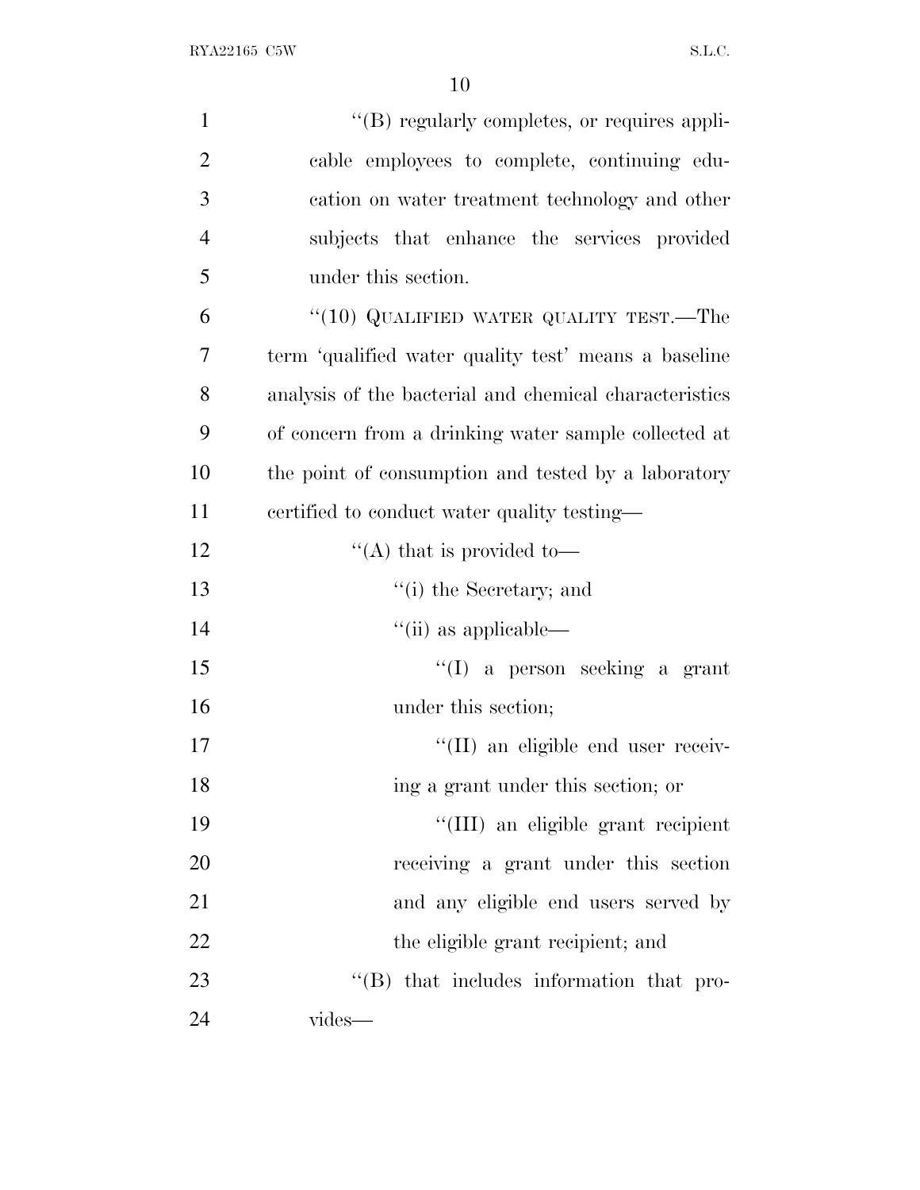''(B) regularly completes, or requires applicable employees to complete, continuing education on water treatment technology and other subjects that enhance the services provided under this section.

''(10) QUALIFIED WATER QUALITY TEST.—The term 'qualified water quality test' means a baseline analysis of the bacterial and chemical characteristics of concern from a drinking water sample collected at the point of consumption and tested by a laboratory certified to conduct water quality testing—

''(A) that is provided to—

''(i) the Secretary; and

''(ii) as applicable—

''(I) a person seeking a grant under this section;

''(II) an eligible end user receiving a grant under this section; or

''(III) an eligible grant recipient receiving a grant under this section and any eligible end users served by the eligible grant recipient; and

''(B) that includes information that provides—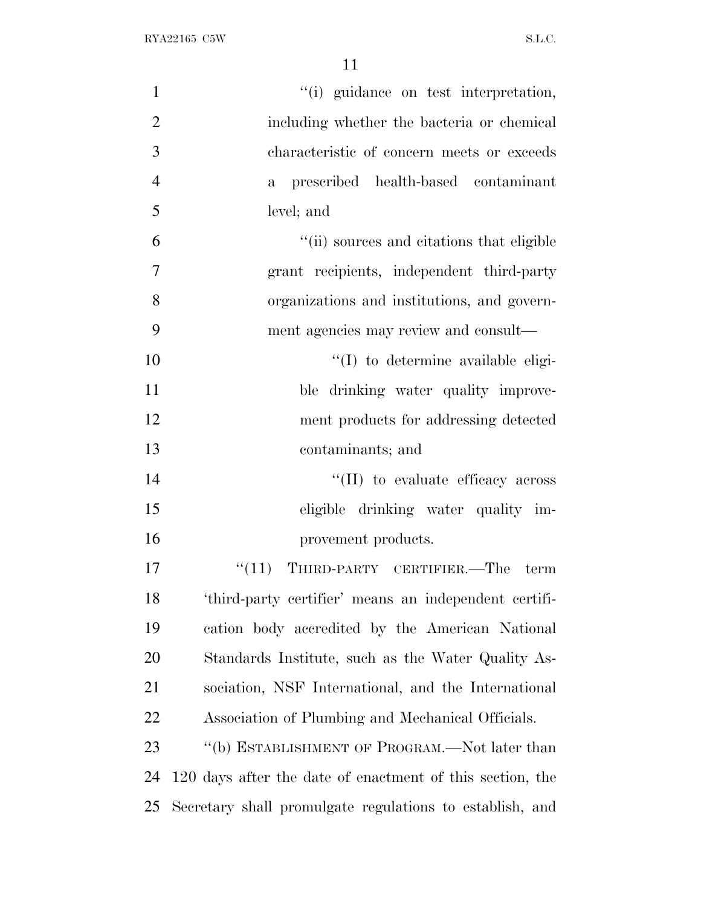"(i) guidance on test interpretation, including whether the bacteria or chemical characteristic of concern meets or exceeds a prescribed health-based contaminant level; and

"(ii) sources and citations that eligible grant recipients, independent third-party organizations and institutions, and government agencies may review and consult—

"(I) to determine available eligible drinking water quality improvement products for addressing detected contaminants; and

"(II) to evaluate efficacy across eligible drinking water quality improvement products.

"(11) THIRD-PARTY CERTIFIER.—The term 'third-party certifier' means an independent certification body accredited by the American National Standards Institute, such as the Water Quality Association, NSF International, and the International Association of Plumbing and Mechanical Officials.

"(b) ESTABLISHMENT OF PROGRAM.—Not later than 120 days after the date of enactment of this section, the Secretary shall promulgate regulations to establish, and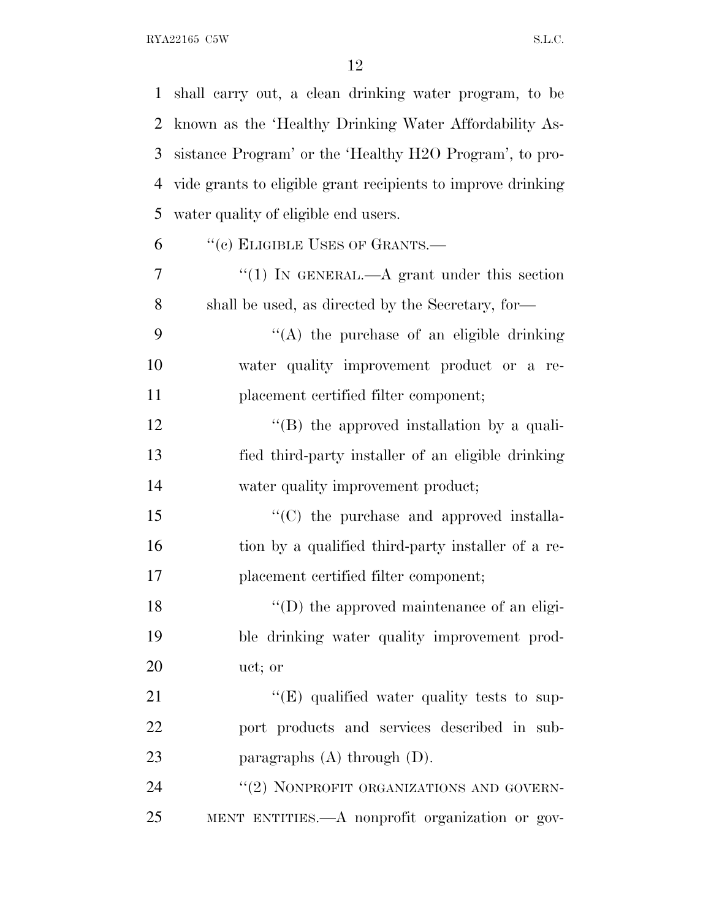shall carry out, a clean drinking water program, to be known as the 'Healthy Drinking Water Affordability Assistance Program' or the 'Healthy H2O Program', to provide grants to eligible grant recipients to improve drinking water quality of eligible end users.

"(c) ELIGIBLE USES OF GRANTS.—

"(1) IN GENERAL.—A grant under this section shall be used, as directed by the Secretary, for—

"(A) the purchase of an eligible drinking water quality improvement product or a replacement certified filter component;

"(B) the approved installation by a qualified third-party installer of an eligible drinking water quality improvement product;

"(C) the purchase and approved installation by a qualified third-party installer of a replacement certified filter component;

"(D) the approved maintenance of an eligible drinking water quality improvement product; or

"(E) qualified water quality tests to support products and services described in subparagraphs (A) through (D).

"(2) NONPROFIT ORGANIZATIONS AND GOVERNMENT ENTITIES.—A nonprofit organization or gov-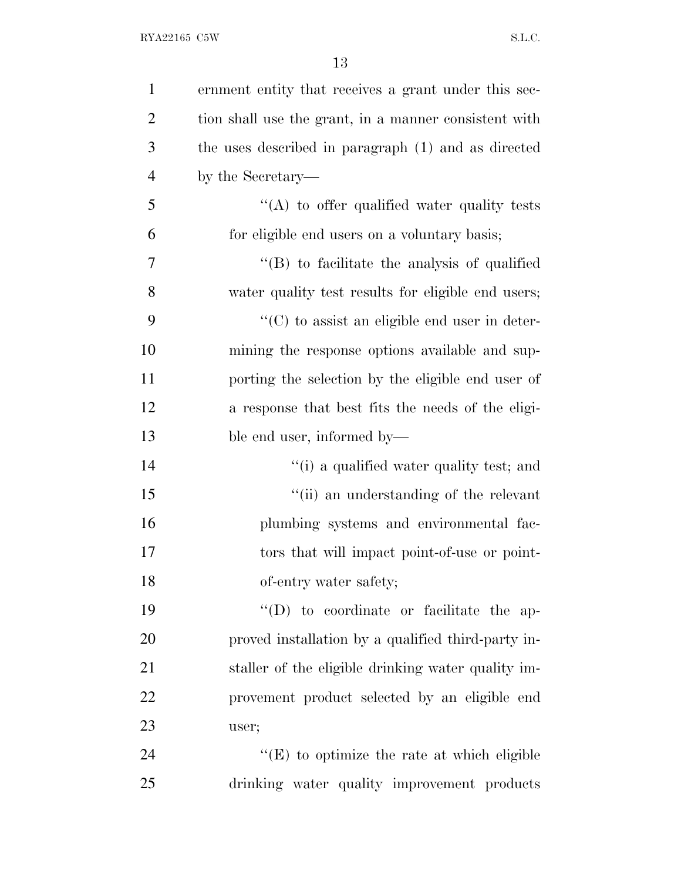ernment entity that receives a grant under this section shall use the grant, in a manner consistent with the uses described in paragraph (1) and as directed by the Secretary—

"(A) to offer qualified water quality tests for eligible end users on a voluntary basis;

"(B) to facilitate the analysis of qualified water quality test results for eligible end users;

"(C) to assist an eligible end user in determining the response options available and supporting the selection by the eligible end user of a response that best fits the needs of the eligible end user, informed by—

"(i) a qualified water quality test; and

"(ii) an understanding of the relevant plumbing systems and environmental factors that will impact point-of-use or point-of-entry water safety;

"(D) to coordinate or facilitate the approved installation by a qualified third-party installer of the eligible drinking water quality improvement product selected by an eligible end user;

"(E) to optimize the rate at which eligible drinking water quality improvement products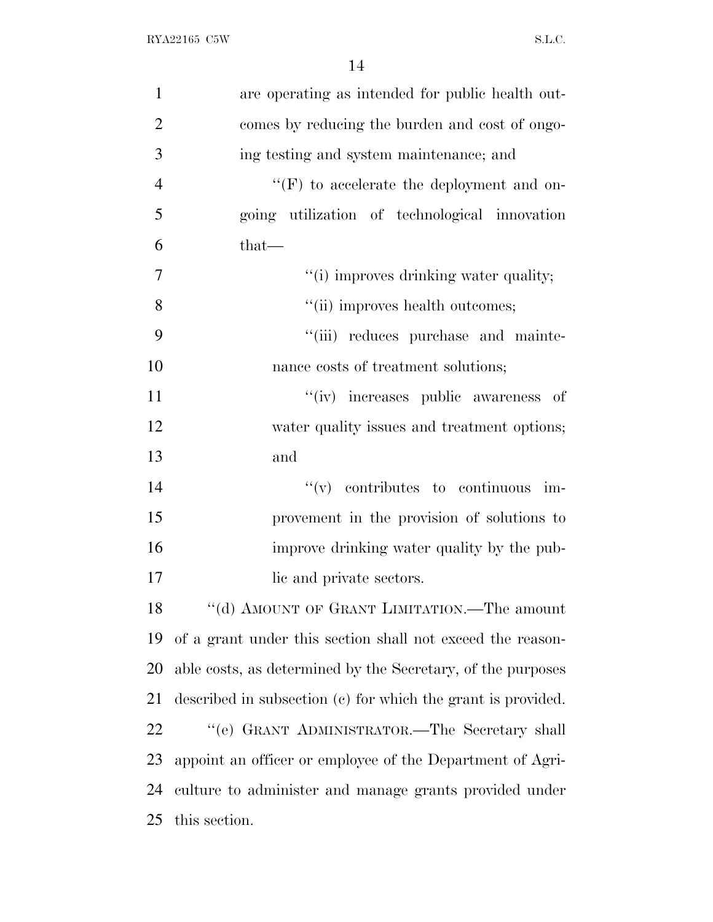are operating as intended for public health outcomes by reducing the burden and cost of ongoing testing and system maintenance; and

"(F) to accelerate the deployment and ongoing utilization of technological innovation that—

"(i) improves drinking water quality;

"(ii) improves health outcomes;

"(iii) reduces purchase and maintenance costs of treatment solutions;

"(iv) increases public awareness of water quality issues and treatment options; and

"(v) contributes to continuous improvement in the provision of solutions to improve drinking water quality by the public and private sectors.

"(d) AMOUNT OF GRANT LIMITATION.—The amount of a grant under this section shall not exceed the reasonable costs, as determined by the Secretary, of the purposes described in subsection (c) for which the grant is provided.

"(e) GRANT ADMINISTRATOR.—The Secretary shall appoint an officer or employee of the Department of Agriculture to administer and manage grants provided under this section.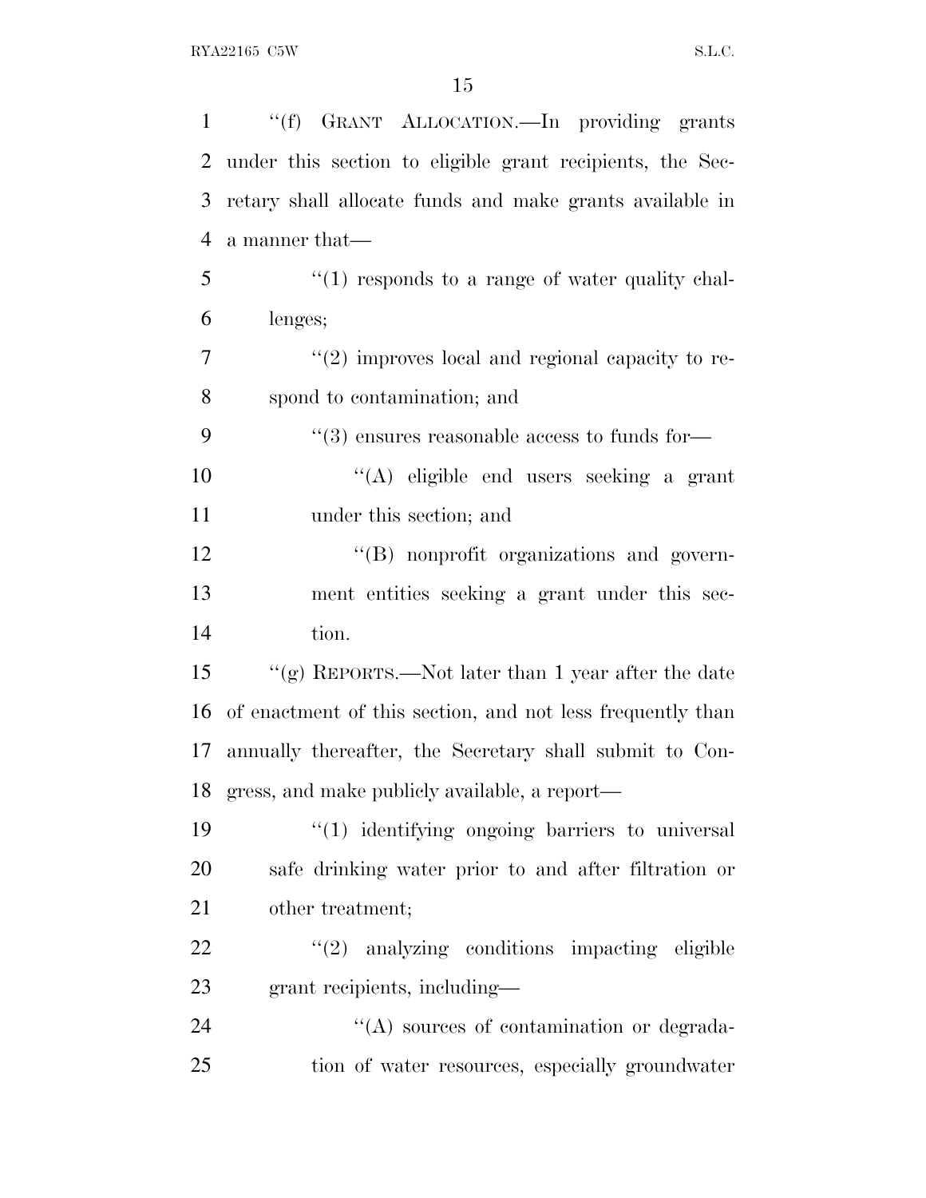"(f) GRANT ALLOCATION.—In providing grants under this section to eligible grant recipients, the Secretary shall allocate funds and make grants available in a manner that—

"(1) responds to a range of water quality challenges;

"(2) improves local and regional capacity to respond to contamination; and

"(3) ensures reasonable access to funds for—

"(A) eligible end users seeking a grant under this section; and

"(B) nonprofit organizations and government entities seeking a grant under this section.

"(g) REPORTS.—Not later than 1 year after the date of enactment of this section, and not less frequently than annually thereafter, the Secretary shall submit to Congress, and make publicly available, a report—

"(1) identifying ongoing barriers to universal safe drinking water prior to and after filtration or other treatment;

"(2) analyzing conditions impacting eligible grant recipients, including—

"(A) sources of contamination or degradation of water resources, especially groundwater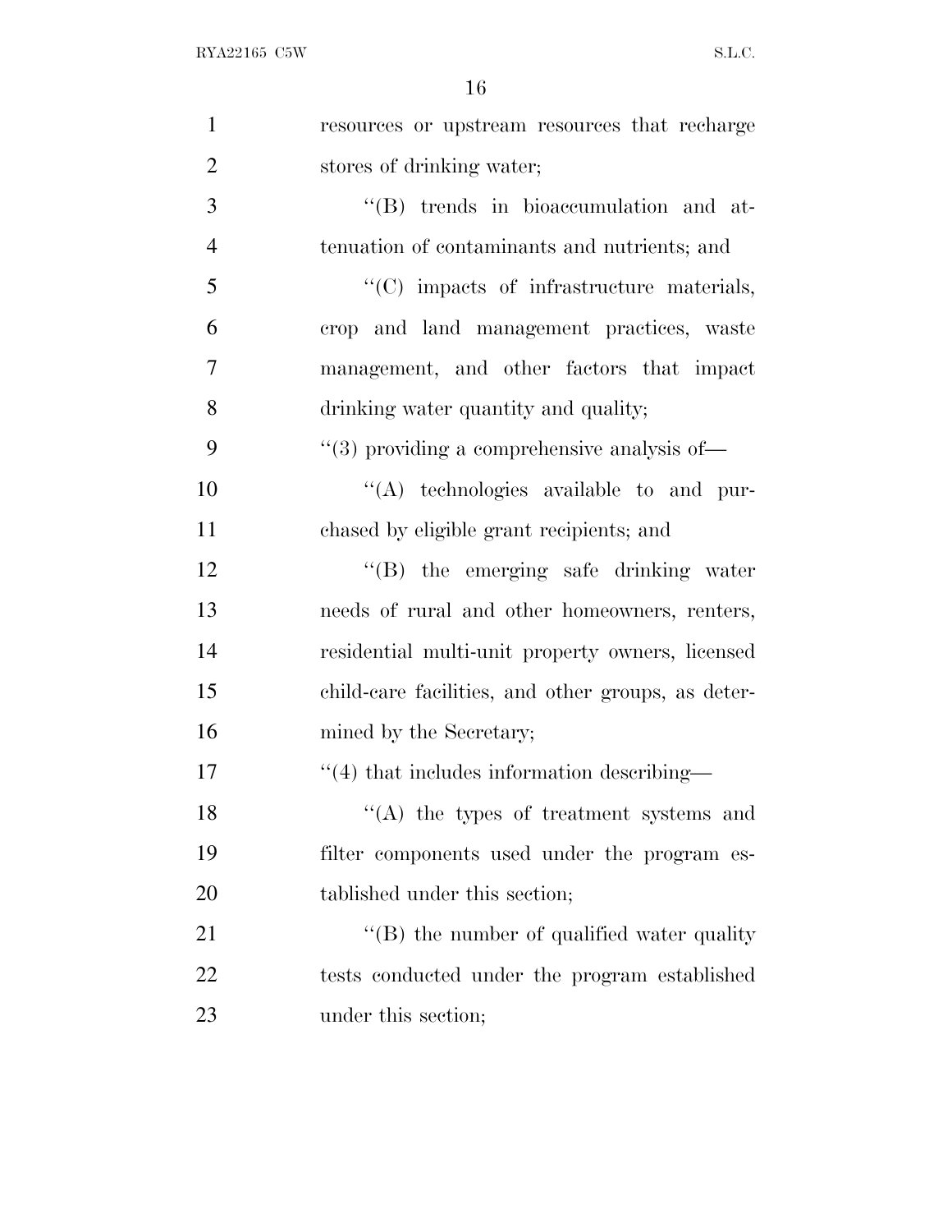resources or upstream resources that recharge stores of drinking water;

''(B) trends in bioaccumulation and attenuation of contaminants and nutrients; and

''(C) impacts of infrastructure materials, crop and land management practices, waste management, and other factors that impact drinking water quantity and quality;

''(3) providing a comprehensive analysis of—

''(A) technologies available to and purchased by eligible grant recipients; and

''(B) the emerging safe drinking water needs of rural and other homeowners, renters, residential multi-unit property owners, licensed child-care facilities, and other groups, as determined by the Secretary;

''(4) that includes information describing—

''(A) the types of treatment systems and filter components used under the program established under this section;

''(B) the number of qualified water quality tests conducted under the program established under this section;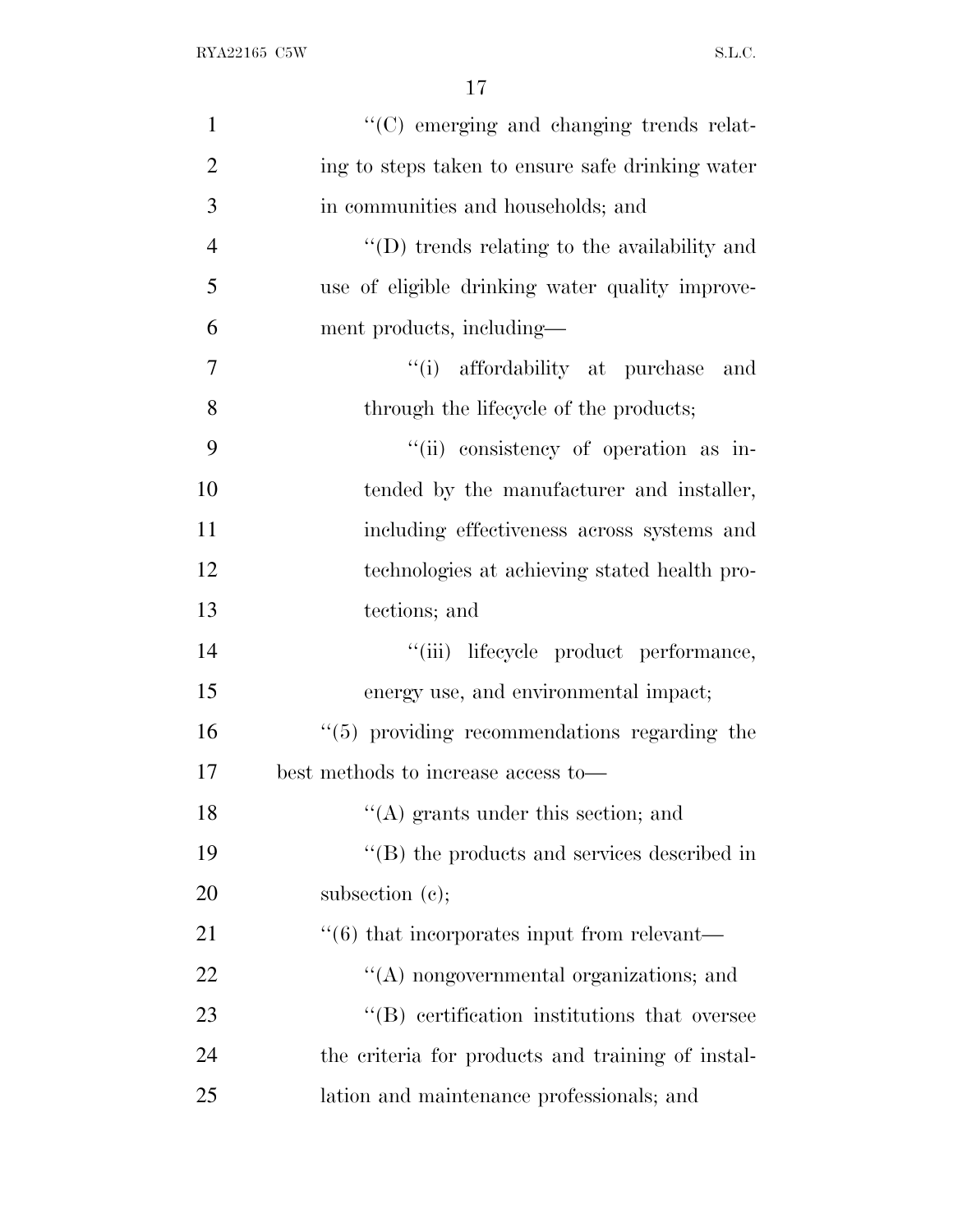''(C) emerging and changing trends relating to steps taken to ensure safe drinking water in communities and households; and

''(D) trends relating to the availability and use of eligible drinking water quality improvement products, including—

''(i) affordability at purchase and through the lifecycle of the products;

''(ii) consistency of operation as intended by the manufacturer and installer, including effectiveness across systems and technologies at achieving stated health protections; and

''(iii) lifecycle product performance, energy use, and environmental impact;

''(5) providing recommendations regarding the best methods to increase access to—

''(A) grants under this section; and

''(B) the products and services described in subsection (c);

''(6) that incorporates input from relevant—

''(A) nongovernmental organizations; and

''(B) certification institutions that oversee the criteria for products and training of installation and maintenance professionals; and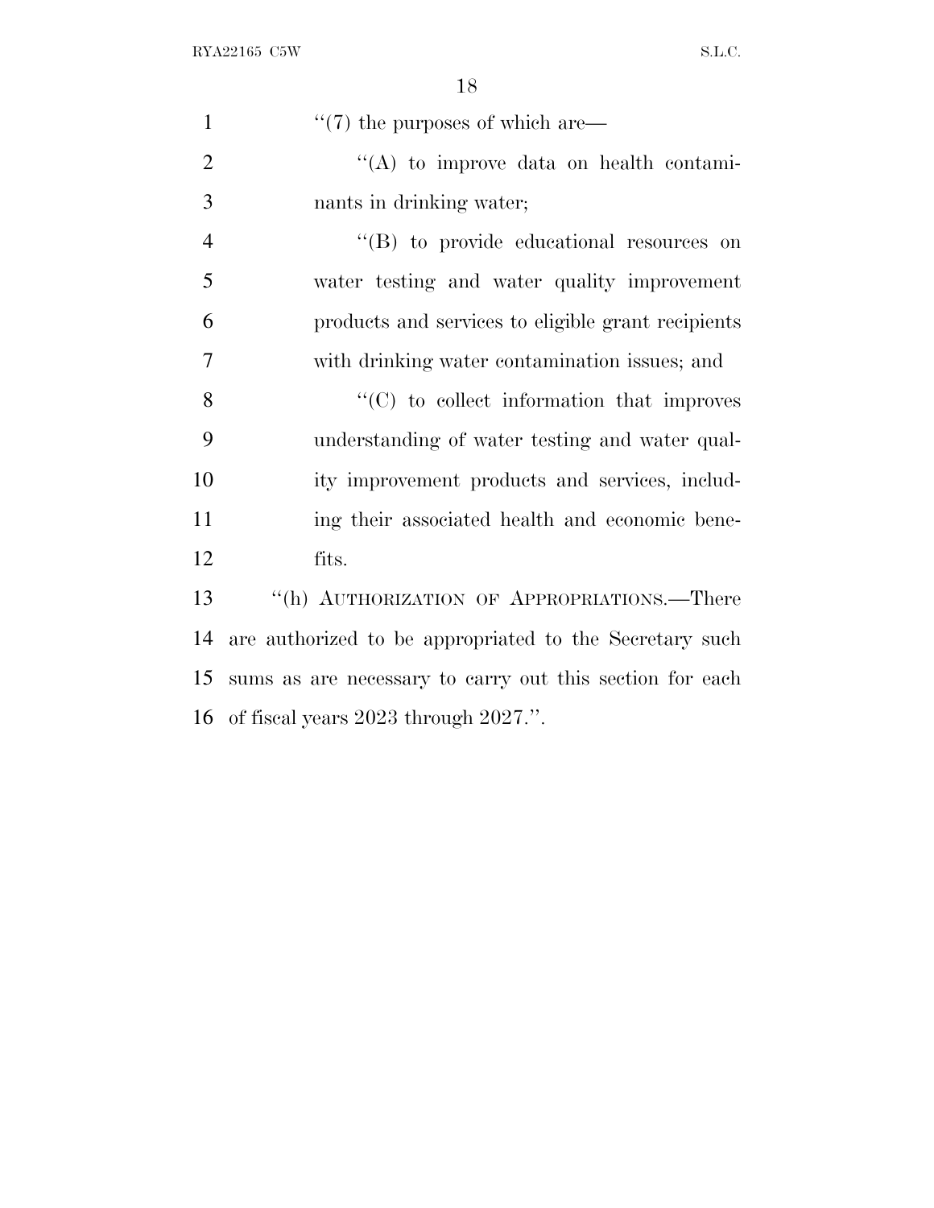''(7) the purposes of which are—

''(A) to improve data on health contaminants in drinking water;

''(B) to provide educational resources on water testing and water quality improvement products and services to eligible grant recipients with drinking water contamination issues; and

''(C) to collect information that improves understanding of water testing and water quality improvement products and services, including their associated health and economic benefits.

''(h) AUTHORIZATION OF APPROPRIATIONS.—There are authorized to be appropriated to the Secretary such sums as are necessary to carry out this section for each of fiscal years 2023 through 2027.''.